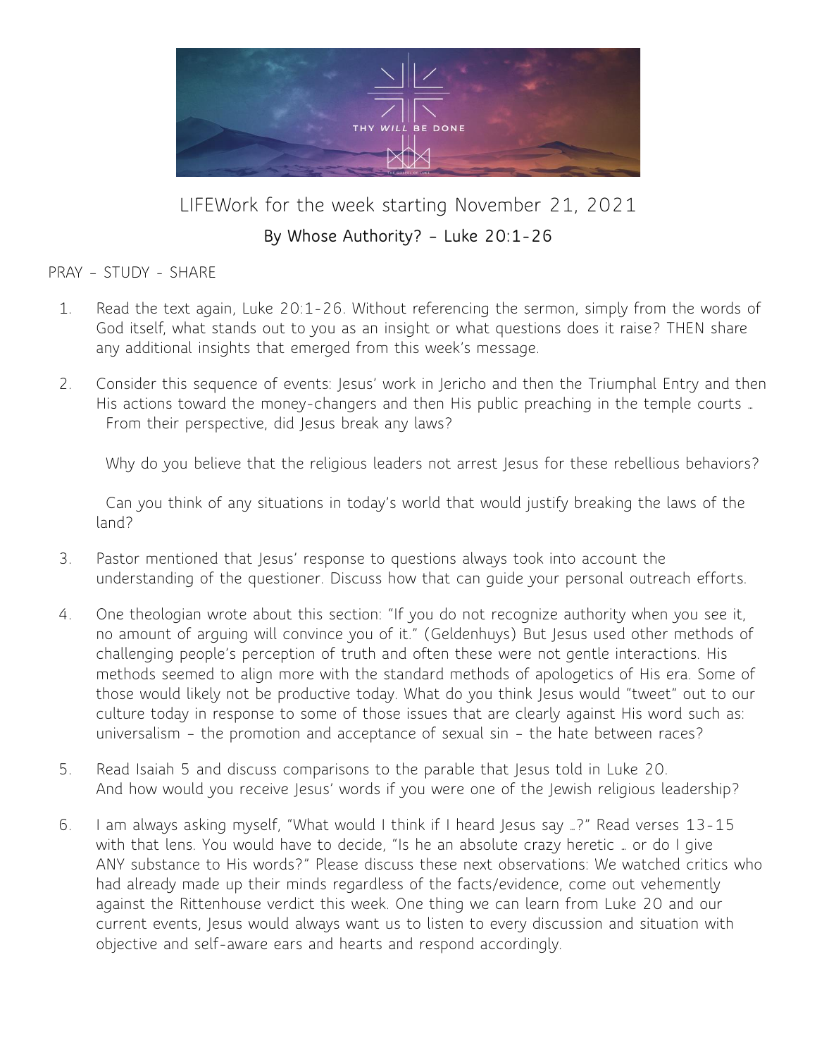# LIFEWork for the week starting November 21, 2021

## By Whose Authority? – Luke 20:1-26

PRAY – STUDY – SHARE

1. Read the text again, Luke 20:1-26. Without referencing the sermon, simply from the words of God itself, what stands out to you as an insight or what questions does it raise? THEN share any additional insights that emerged from this week's message.

2. Consider this sequence of events: Jesus' work in Jericho and then the Triumphal Entry and then His actions toward the money-changers and then His public preaching in the temple courts … From their perspective, did Jesus break any laws?

   Why do you believe that the religious leaders not arrest Jesus for these rebellious behaviors?

   Can you think of any situations in today's world that would justify breaking the laws of the land?

3. Pastor mentioned that Jesus' response to questions always took into account the understanding of the questioner. Discuss how that can guide your personal outreach efforts.

4. One theologian wrote about this section: "If you do not recognize authority when you see it, no amount of arguing will convince you of it." (Geldenhuys) But Jesus used other methods of challenging people's perception of truth and often these were not gentle interactions. His methods seemed to align more with the standard methods of apologetics of His era. Some of those would likely not be productive today. What do you think Jesus would "tweet" out to our culture today in response to some of those issues that are clearly against His word such as: universalism – the promotion and acceptance of sexual sin – the hate between races?

5. Read Isaiah 5 and discuss comparisons to the parable that Jesus told in Luke 20. And how would you receive Jesus' words if you were one of the Jewish religious leadership?

6. I am always asking myself, "What would I think if I heard Jesus say …?" Read verses 13-15 with that lens. You would have to decide, "Is he an absolute crazy heretic … or do I give ANY substance to His words?" Please discuss these next observations: We watched critics who had already made up their minds regardless of the facts/evidence, come out vehemently against the Rittenhouse verdict this week. One thing we can learn from Luke 20 and our current events, Jesus would always want us to listen to every discussion and situation with objective and self-aware ears and hearts and respond accordingly.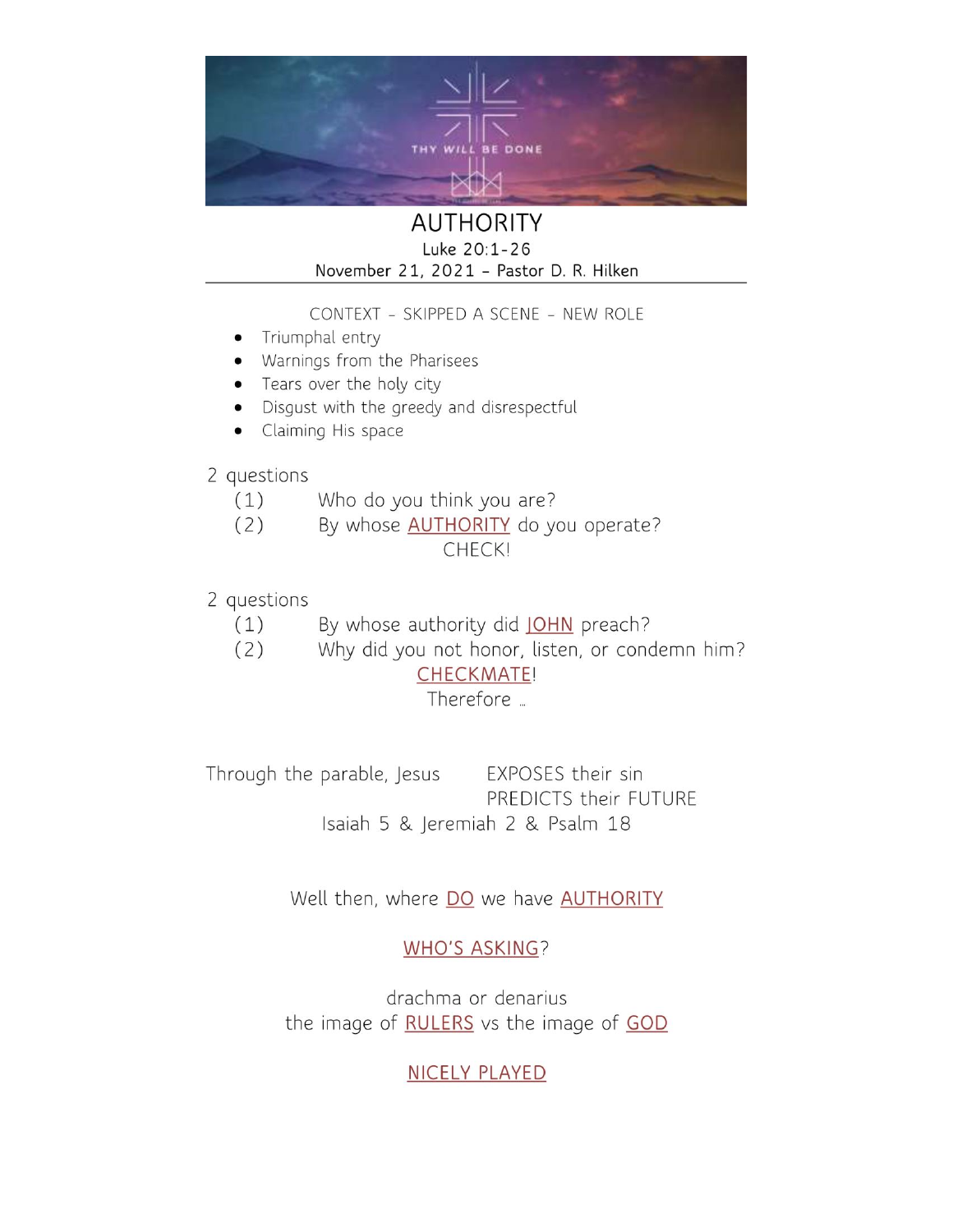# AUTHORITY

Luke 20:1-26

November 21, 2021 – Pastor D. R. Hilken

---

CONTEXT – SKIPPED A SCENE – NEW ROLE

- Triumphal entry
- Warnings from the Pharisees
- Tears over the holy city
- Disgust with the greedy and disrespectful
- Claiming His space

2 questions

(1) Who do you think you are?

(2) By whose AUTHORITY do you operate?

CHECK!

2 questions

(1) By whose authority did JOHN preach?

(2) Why did you not honor, listen, or condemn him?

CHECKMATE!

Therefore …

Through the parable, Jesus EXPOSES their sin
PREDICTS their FUTURE

Isaiah 5 & Jeremiah 2 & Psalm 18

Well then, where DO we have AUTHORITY

WHO'S ASKING?

drachma or denarius

the image of RULERS vs the image of GOD

NICELY PLAYED